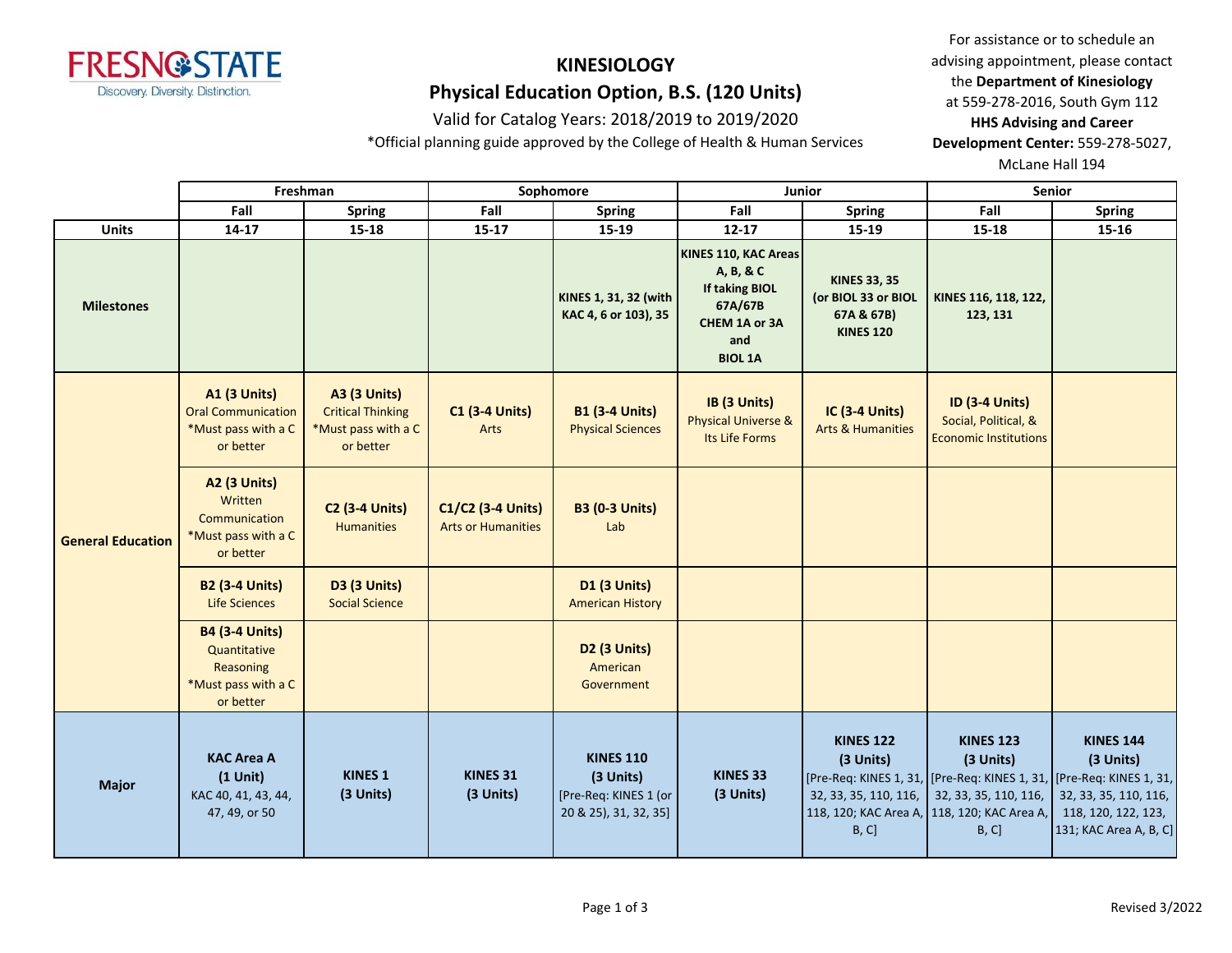FRESNO STATE
Discovery. Diversity. Distinction.

# KINESIOLOGY
## Physical Education Option, B.S. (120 Units)

Valid for Catalog Years: 2018/2019 to 2019/2020

*Official planning guide approved by the College of Health & Human Services

For assistance or to schedule an advising appointment, please contact the **Department of Kinesiology** at 559-278-2016, South Gym 112
**HHS Advising and Career Development Center:** 559-278-5027, McLane Hall 194

| | Freshman | | Sophomore | | Junior | | Senior | |
|---|---|---|---|---|---|---|---|---|
| | **Fall** | **Spring** | **Fall** | **Spring** | **Fall** | **Spring** | **Fall** | **Spring** |
| **Units** | **14-17** | **15-18** | **15-17** | **15-19** | **12-17** | **15-19** | **15-18** | **15-16** |
| **Milestones** | | | | **KINES 1, 31, 32 (with KAC 4, 6 or 103), 35** | **KINES 110, KAC Areas A, B, & C If taking BIOL 67A/67B CHEM 1A or 3A and BIOL 1A** | **KINES 33, 35 (or BIOL 33 or BIOL 67A & 67B) KINES 120** | **KINES 116, 118, 122, 123, 131** | |
| **General Education** | **A1 (3 Units)** Oral Communication *Must pass with a C or better | **A3 (3 Units)** Critical Thinking *Must pass with a C or better | **C1 (3-4 Units)** Arts | **B1 (3-4 Units)** Physical Sciences | **IB (3 Units)** Physical Universe & Its Life Forms | **IC (3-4 Units)** Arts & Humanities | **ID (3-4 Units)** Social, Political, & Economic Institutions | |
| | **A2 (3 Units)** Written Communication *Must pass with a C or better | **C2 (3-4 Units)** Humanities | **C1/C2 (3-4 Units)** Arts or Humanities | **B3 (0-3 Units)** Lab | | | | |
| | **B2 (3-4 Units)** Life Sciences | **D3 (3 Units)** Social Science | | **D1 (3 Units)** American History | | | | |
| | **B4 (3-4 Units)** Quantitative Reasoning *Must pass with a C or better | | | **D2 (3 Units)** American Government | | | | |
| **Major** | **KAC Area A (1 Unit)** KAC 40, 41, 43, 44, 47, 49, or 50 | **KINES 1 (3 Units)** | **KINES 31 (3 Units)** | **KINES 110 (3 Units)** [Pre-Req: KINES 1 (or 20 & 25), 31, 32, 35] | **KINES 33 (3 Units)** | **KINES 122 (3 Units)** [Pre-Req: KINES 1, 31, 32, 33, 35, 110, 116, 118, 120; KAC Area A, B, C] | **KINES 123 (3 Units)** [Pre-Req: KINES 1, 31, 32, 33, 35, 110, 116, 118, 120; KAC Area A, B, C] | **KINES 144 (3 Units)** [Pre-Req: KINES 1, 31, 32, 33, 35, 110, 116, 118, 120, 122, 123, 131; KAC Area A, B, C] |

Revised 3/2022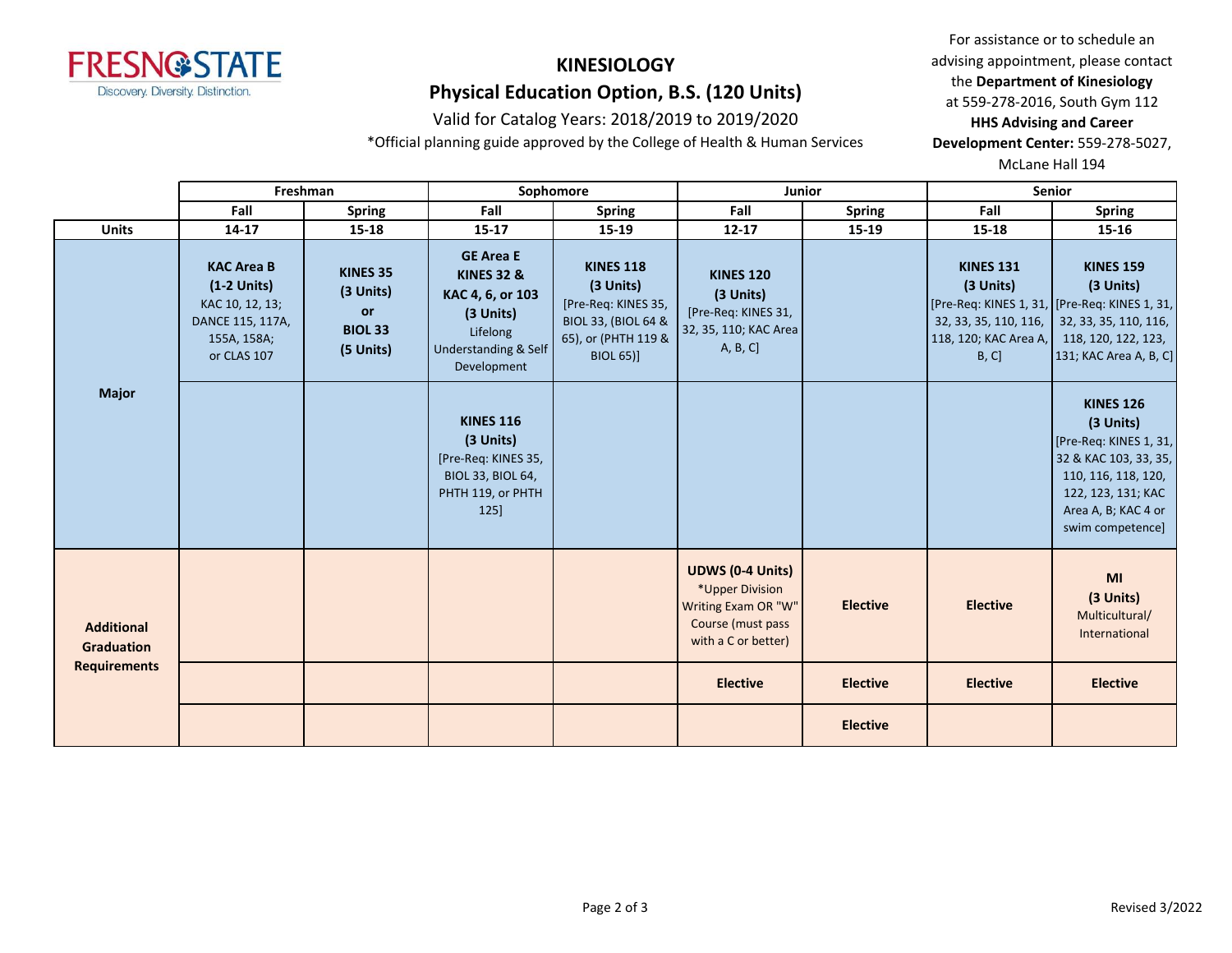# KINESIOLOGY

## Physical Education Option, B.S. (120 Units)

Valid for Catalog Years: 2018/2019 to 2019/2020

*Official planning guide approved by the College of Health & Human Services

For assistance or to schedule an advising appointment, please contact the **Department of Kinesiology** at 559-278-2016, South Gym 112
**HHS Advising and Career Development Center:** 559-278-5027, McLane Hall 194

| | Freshman | | Sophomore | | Junior | | Senior | |
|---|---|---|---|---|---|---|---|---|
| | Fall | Spring | Fall | Spring | Fall | Spring | Fall | Spring |
| **Units** | **14-17** | **15-18** | **15-17** | **15-19** | **12-17** | **15-19** | **15-18** | **15-16** |
| **Major** | **KAC Area B (1-2 Units)** KAC 10, 12, 13; DANCE 115, 117A, 155A, 158A; or CLAS 107 | **KINES 35 (3 Units) or BIOL 33 (5 Units)** | **GE Area E KINES 32 & KAC 4, 6, or 103 (3 Units)** Lifelong Understanding & Self Development | **KINES 118 (3 Units)** [Pre-Req: KINES 35, BIOL 33, (BIOL 64 & 65), or (PHTH 119 & BIOL 65)] | **KINES 120 (3 Units)** [Pre-Req: KINES 31, 32, 35, 110; KAC Area A, B, C] | | **KINES 131 (3 Units)** [Pre-Req: KINES 1, 31, 32, 33, 35, 110, 116, 118, 120; KAC Area A, B, C] | **KINES 159 (3 Units)** [Pre-Req: KINES 1, 31, 32, 33, 35, 110, 116, 118, 120, 122, 123, 131; KAC Area A, B, C] |
| | | | **KINES 116 (3 Units)** [Pre-Req: KINES 35, BIOL 33, BIOL 64, PHTH 119, or PHTH 125] | | | | | **KINES 126 (3 Units)** [Pre-Req: KINES 1, 31, 32 & KAC 103, 33, 35, 110, 116, 118, 120, 122, 123, 131; KAC Area A, B; KAC 4 or swim competence] |
| **Additional Graduation Requirements** | | | | | **UDWS (0-4 Units)** *Upper Division Writing Exam OR "W" Course (must pass with a C or better) | **Elective** | **Elective** | **MI (3 Units)** Multicultural/ International |
| | | | | | **Elective** | **Elective** | **Elective** | **Elective** |
| | | | | | | **Elective** | | |

Revised 3/2022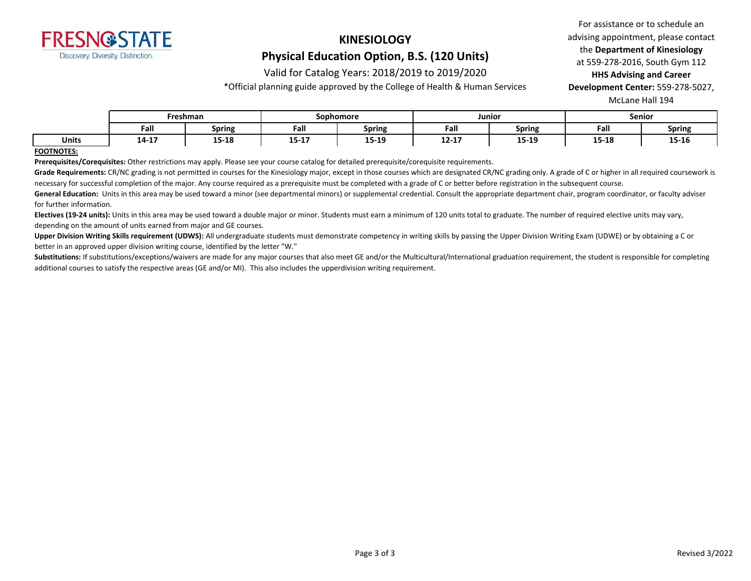# KINESIOLOGY

## Physical Education Option, B.S. (120 Units)

Valid for Catalog Years: 2018/2019 to 2019/2020

*Official planning guide approved by the College of Health & Human Services

For assistance or to schedule an advising appointment, please contact the **Department of Kinesiology** at 559-278-2016, South Gym 112
**HHS Advising and Career Development Center:** 559-278-5027, McLane Hall 194

| | Freshman | | Sophomore | | Junior | | Senior | |
|---|---|---|---|---|---|---|---|---|
| | **Fall** | **Spring** | **Fall** | **Spring** | **Fall** | **Spring** | **Fall** | **Spring** |
| **Units** | **14-17** | **15-18** | **15-17** | **15-19** | **12-17** | **15-19** | **15-18** | **15-16** |

**FOOTNOTES:**

**Prerequisites/Corequisites:** Other restrictions may apply. Please see your course catalog for detailed prerequisite/corequisite requirements.

**Grade Requirements:** CR/NC grading is not permitted in courses for the Kinesiology major, except in those courses which are designated CR/NC grading only. A grade of C or higher in all required coursework is necessary for successful completion of the major. Any course required as a prerequisite must be completed with a grade of C or better before registration in the subsequent course.

**General Education:** Units in this area may be used toward a minor (see departmental minors) or supplemental credential. Consult the appropriate department chair, program coordinator, or faculty adviser for further information.

**Electives (19-24 units):** Units in this area may be used toward a double major or minor. Students must earn a minimum of 120 units total to graduate. The number of required elective units may vary, depending on the amount of units earned from major and GE courses.

**Upper Division Writing Skills requirement (UDWS):** All undergraduate students must demonstrate competency in writing skills by passing the Upper Division Writing Exam (UDWE) or by obtaining a C or better in an approved upper division writing course, identified by the letter "W."

**Substitutions:** If substitutions/exceptions/waivers are made for any major courses that also meet GE and/or the Multicultural/International graduation requirement, the student is responsible for completing additional courses to satisfy the respective areas (GE and/or MI). This also includes the upperdivision writing requirement.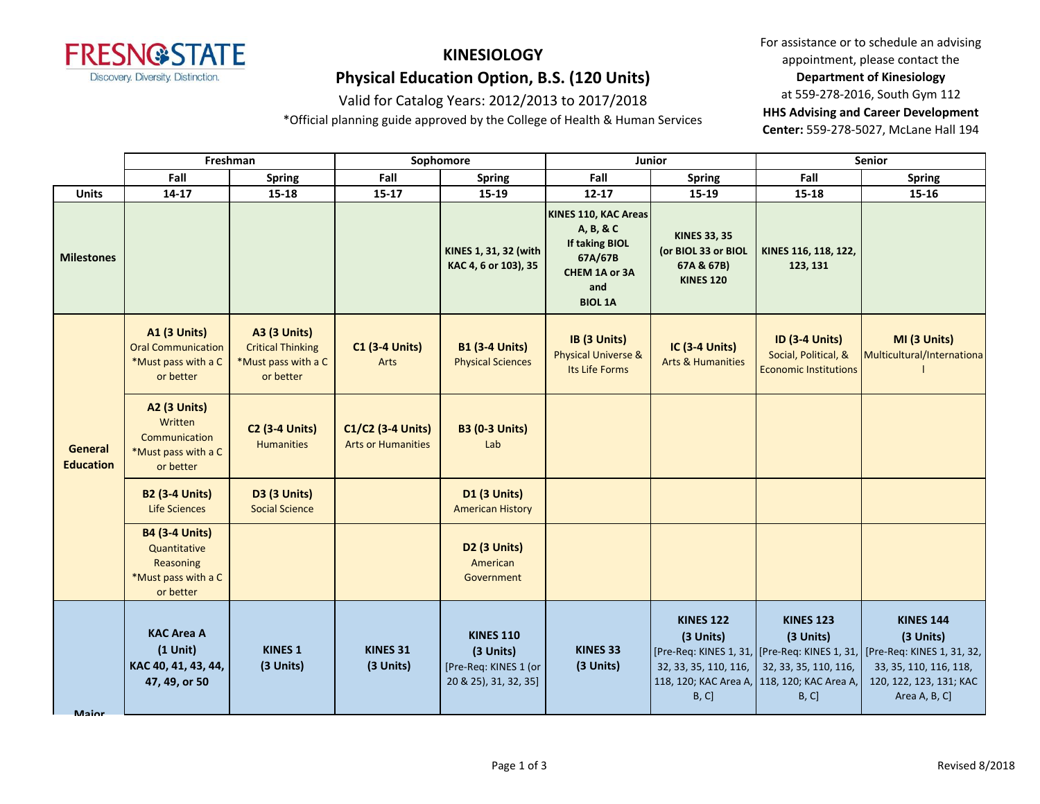# KINESIOLOGY

## Physical Education Option, B.S. (120 Units)

Valid for Catalog Years: 2012/2013 to 2017/2018

*Official planning guide approved by the College of Health & Human Services

For assistance or to schedule an advising appointment, please contact the **Department of Kinesiology** at 559-278-2016, South Gym 112
**HHS Advising and Career Development Center:** 559-278-5027, McLane Hall 194

| | Freshman | | Sophomore | | Junior | | Senior | |
|---|---|---|---|---|---|---|---|---|
| | Fall | Spring | Fall | Spring | Fall | Spring | Fall | Spring |
| **Units** | 14-17 | 15-18 | 15-17 | 15-19 | 12-17 | 15-19 | 15-18 | 15-16 |
| **Milestones** | | | | KINES 1, 31, 32 (with KAC 4, 6 or 103), 35 | KINES 110, KAC Areas A, B, & C If taking BIOL 67A/67B CHEM 1A or 3A and BIOL 1A | KINES 33, 35 (or BIOL 33 or BIOL 67A & 67B) KINES 120 | KINES 116, 118, 122, 123, 131 | |
| **General Education** | **A1 (3 Units)** Oral Communication *Must pass with a C or better | **A3 (3 Units)** Critical Thinking *Must pass with a C or better | **C1 (3-4 Units)** Arts | **B1 (3-4 Units)** Physical Sciences | **IB (3 Units)** Physical Universe & Its Life Forms | **IC (3-4 Units)** Arts & Humanities | **ID (3-4 Units)** Social, Political, & Economic Institutions | **MI (3 Units)** Multicultural/International |
| | **A2 (3 Units)** Written Communication *Must pass with a C or better | **C2 (3-4 Units)** Humanities | **C1/C2 (3-4 Units)** Arts or Humanities | **B3 (0-3 Units)** Lab | | | | |
| | **B2 (3-4 Units)** Life Sciences | **D3 (3 Units)** Social Science | | **D1 (3 Units)** American History | | | | |
| | **B4 (3-4 Units)** Quantitative Reasoning *Must pass with a C or better | | | **D2 (3 Units)** American Government | | | | |
| **Major** | **KAC Area A (1 Unit)** KAC 40, 41, 43, 44, 47, 49, or 50 | **KINES 1 (3 Units)** | **KINES 31 (3 Units)** | **KINES 110 (3 Units)** [Pre-Req: KINES 1 (or 20 & 25), 31, 32, 35] | **KINES 33 (3 Units)** | **KINES 122 (3 Units)** [Pre-Req: KINES 1, 31, 32, 33, 35, 110, 116, 118, 120; KAC Area A, B, C] | **KINES 123 (3 Units)** [Pre-Req: KINES 1, 31, 32, 33, 35, 110, 116, 118, 120; KAC Area A, B, C] | **KINES 144 (3 Units)** [Pre-Req: KINES 1, 31, 32, 33, 35, 110, 116, 118, 120, 122, 123, 131; KAC Area A, B, C] |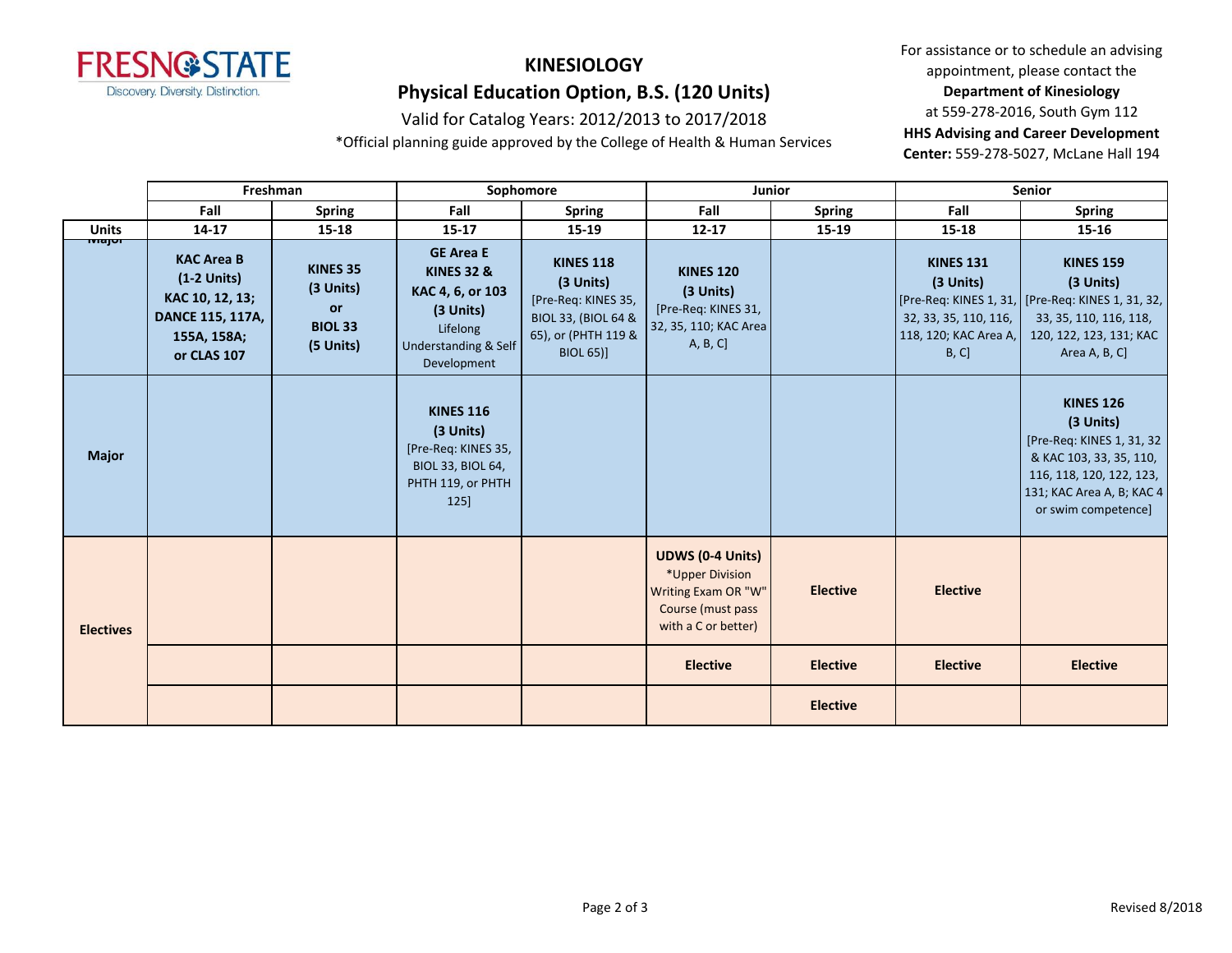# KINESIOLOGY

## Physical Education Option, B.S. (120 Units)

Valid for Catalog Years: 2012/2013 to 2017/2018

*Official planning guide approved by the College of Health & Human Services

For assistance or to schedule an advising appointment, please contact the **Department of Kinesiology** at 559-278-2016, South Gym 112

**HHS Advising and Career Development Center:** 559-278-5027, McLane Hall 194

| | Freshman | | Sophomore | | Junior | | Senior | |
|---|---|---|---|---|---|---|---|---|
| | **Fall** | **Spring** | **Fall** | **Spring** | **Fall** | **Spring** | **Fall** | **Spring** |
| **Units** | **14-17** | **15-18** | **15-17** | **15-19** | **12-17** | **15-19** | **15-18** | **15-16** |
| **Major** | **KAC Area B (1-2 Units) KAC 10, 12, 13; DANCE 115, 117A, 155A, 158A; or CLAS 107** | **KINES 35 (3 Units) or BIOL 33 (5 Units)** | **GE Area E KINES 32 & KAC 4, 6, or 103 (3 Units)** Lifelong Understanding & Self Development | **KINES 118 (3 Units)** [Pre-Req: KINES 35, BIOL 33, (BIOL 64 & 65), or (PHTH 119 & BIOL 65)] | **KINES 120 (3 Units)** [Pre-Req: KINES 31, 32, 35, 110; KAC Area A, B, C] | | **KINES 131 (3 Units)** [Pre-Req: KINES 1, 31, 32, 33, 35, 110, 116, 118, 120; KAC Area A, B, C] | **KINES 159 (3 Units)** [Pre-Req: KINES 1, 31, 32, 33, 35, 110, 116, 118, 120, 122, 123, 131; KAC Area A, B, C] |
| **Major** | | | **KINES 116 (3 Units)** [Pre-Req: KINES 35, BIOL 33, BIOL 64, PHTH 119, or PHTH 125] | | | | | **KINES 126 (3 Units)** [Pre-Req: KINES 1, 31, 32 & KAC 103, 33, 35, 110, 116, 118, 120, 122, 123, 131; KAC Area A, B; KAC 4 or swim competence] |
| **Electives** | | | | | **UDWS (0-4 Units)** *Upper Division Writing Exam OR "W" Course (must pass with a C or better) | **Elective** | **Elective** | |
| **Electives** | | | | | **Elective** | **Elective** | **Elective** | **Elective** |
| **Electives** | | | | | | **Elective** | | |

Revised 8/2018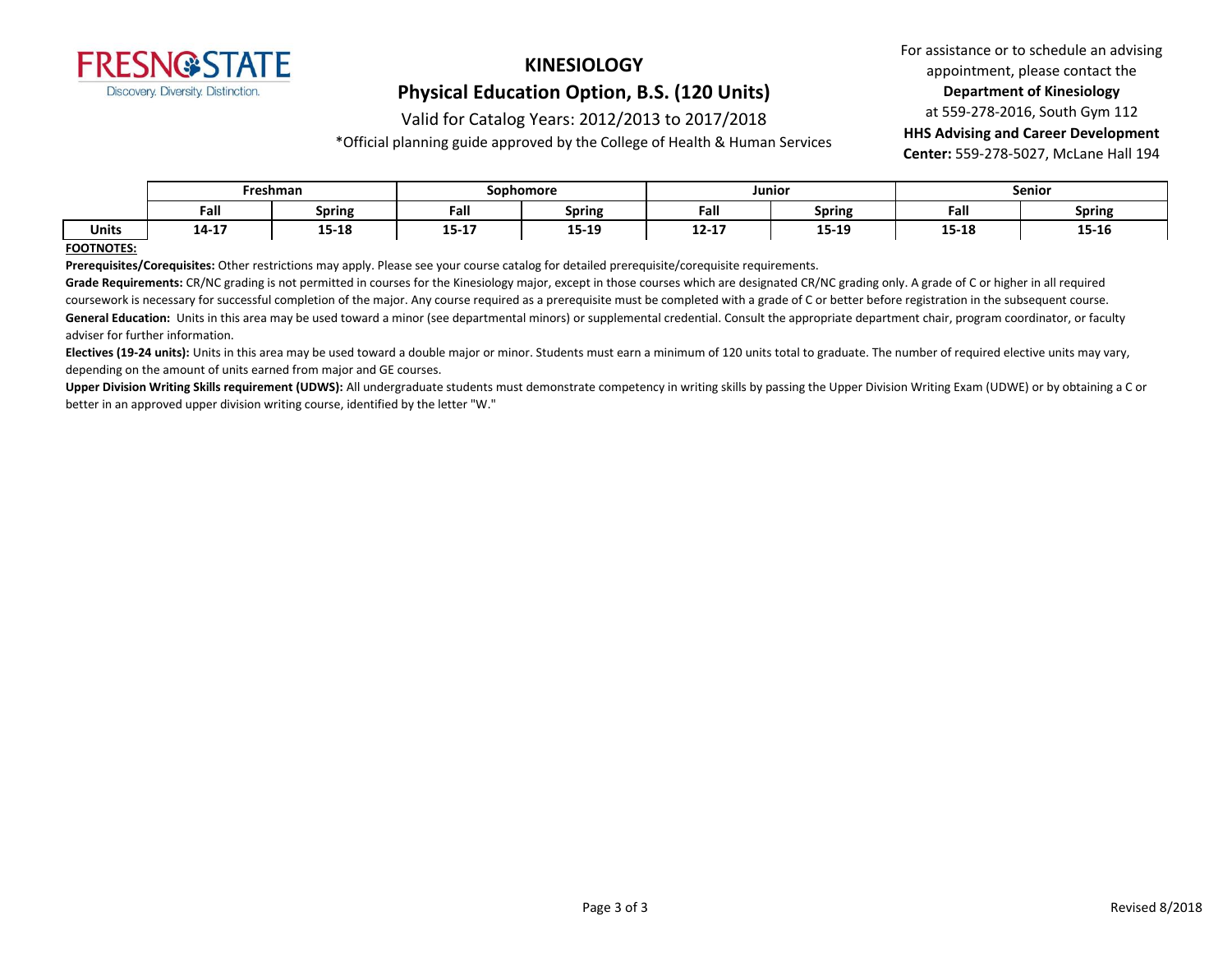# KINESIOLOGY

## Physical Education Option, B.S. (120 Units)

Valid for Catalog Years: 2012/2013 to 2017/2018

*Official planning guide approved by the College of Health & Human Services

For assistance or to schedule an advising appointment, please contact the **Department of Kinesiology** at 559-278-2016, South Gym 112

**HHS Advising and Career Development Center:** 559-278-5027, McLane Hall 194

| | Freshman | | Sophomore | | Junior | | Senior | |
|---|---|---|---|---|---|---|---|---|
| | Fall | Spring | Fall | Spring | Fall | Spring | Fall | Spring |
| **Units** | 14-17 | 15-18 | 15-17 | 15-19 | 12-17 | 15-19 | 15-18 | 15-16 |

**FOOTNOTES:**

**Prerequisites/Corequisites:** Other restrictions may apply. Please see your course catalog for detailed prerequisite/corequisite requirements.

**Grade Requirements:** CR/NC grading is not permitted in courses for the Kinesiology major, except in those courses which are designated CR/NC grading only. A grade of C or higher in all required coursework is necessary for successful completion of the major. Any course required as a prerequisite must be completed with a grade of C or better before registration in the subsequent course.

**General Education:** Units in this area may be used toward a minor (see departmental minors) or supplemental credential. Consult the appropriate department chair, program coordinator, or faculty adviser for further information.

**Electives (19-24 units):** Units in this area may be used toward a double major or minor. Students must earn a minimum of 120 units total to graduate. The number of required elective units may vary, depending on the amount of units earned from major and GE courses.

**Upper Division Writing Skills requirement (UDWS):** All undergraduate students must demonstrate competency in writing skills by passing the Upper Division Writing Exam (UDWE) or by obtaining a C or better in an approved upper division writing course, identified by the letter "W."

Revised 8/2018